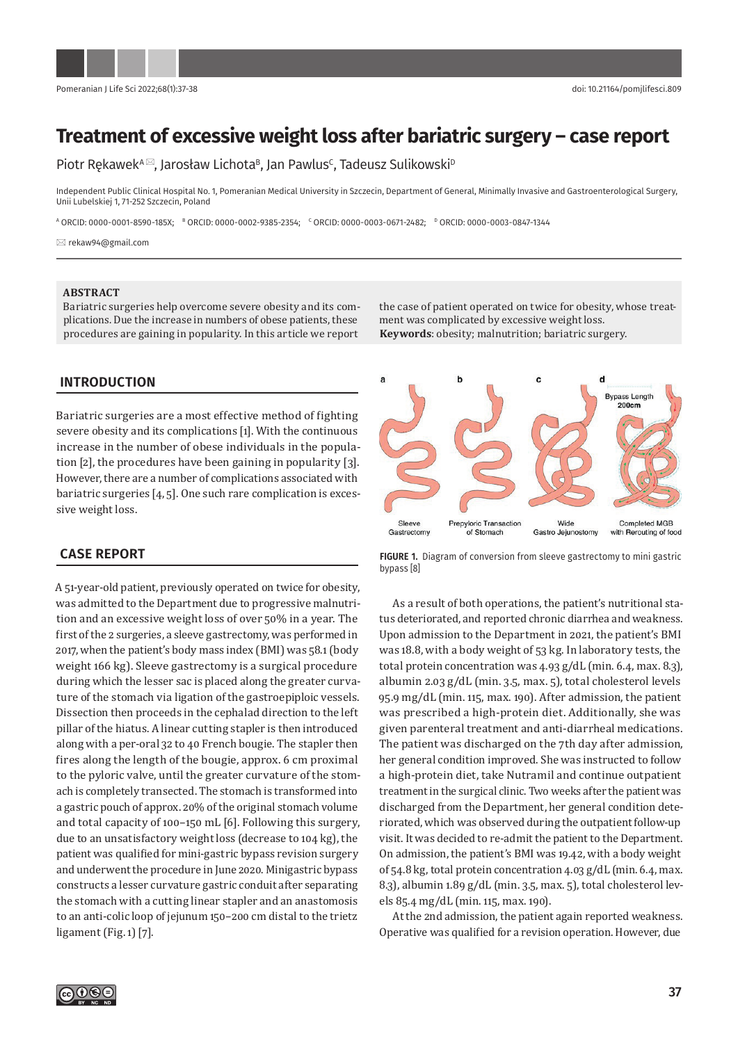# Treatment of excessive weight loss after bariatric surgery – case report

Piotr Rękawek[A ✉], Jarosław Lichota[B], Jan Pawlus[C], Tadeusz Sulikowski[D]

Independent Public Clinical Hospital No. 1, Pomeranian Medical University in Szczecin, Department of General, Minimally Invasive and Gastroenterological Surgery, Unii Lubelskiej 1, 71-252 Szczecin, Poland

[A] ORCID: 0000-0001-8590-185X; [B] ORCID: 0000-0002-9385-2354; [C] ORCID: 0000-0003-0671-2482; [D] ORCID: 0000-0003-0847-1344

✉ rekaw94@gmail.com

**ABSTRACT**

Bariatric surgeries help overcome severe obesity and its complications. Due the increase in numbers of obese patients, these procedures are gaining in popularity. In this article we report the case of patient operated on twice for obesity, whose treatment was complicated by excessive weight loss.

**Keywords**: obesity; malnutrition; bariatric surgery.

## INTRODUCTION

Bariatric surgeries are a most effective method of fighting severe obesity and its complications [1]. With the continuous increase in the number of obese individuals in the population [2], the procedures have been gaining in popularity [3]. However, there are a number of complications associated with bariatric surgeries [4, 5]. One such rare complication is excessive weight loss.

## CASE REPORT

A 51-year-old patient, previously operated on twice for obesity, was admitted to the Department due to progressive malnutrition and an excessive weight loss of over 50% in a year. The first of the 2 surgeries, a sleeve gastrectomy, was performed in 2017, when the patient's body mass index (BMI) was 58.1 (body weight 166 kg). Sleeve gastrectomy is a surgical procedure during which the lesser sac is placed along the greater curvature of the stomach via ligation of the gastroepiploic vessels. Dissection then proceeds in the cephalad direction to the left pillar of the hiatus. A linear cutting stapler is then introduced along with a per-oral 32 to 40 French bougie. The stapler then fires along the length of the bougie, approx. 6 cm proximal to the pyloric valve, until the greater curvature of the stomach is completely transected. The stomach is transformed into a gastric pouch of approx. 20% of the original stomach volume and total capacity of 100–150 mL [6]. Following this surgery, due to an unsatisfactory weight loss (decrease to 104 kg), the patient was qualified for mini-gastric bypass revision surgery and underwent the procedure in June 2020. Minigastric bypass constructs a lesser curvature gastric conduit after separating the stomach with a cutting linear stapler and an anastomosis to an anti-colic loop of jejunum 150–200 cm distal to the trietz ligament (Fig. 1) [7].

a — Sleeve Gastrectomy; b — Prepyloric Transaction of Stomach; c — Wide Gastro Jejunostomy; d — Bypass Length 200cm, Completed MGB with Rerouting of food

**FIGURE 1.** Diagram of conversion from sleeve gastrectomy to mini gastric bypass [8]

As a result of both operations, the patient's nutritional status deteriorated, and reported chronic diarrhea and weakness. Upon admission to the Department in 2021, the patient's BMI was 18.8, with a body weight of 53 kg. In laboratory tests, the total protein concentration was 4.93 g/dL (min. 6.4, max. 8.3), albumin 2.03 g/dL (min. 3.5, max. 5), total cholesterol levels 95.9 mg/dL (min. 115, max. 190). After admission, the patient was prescribed a high-protein diet. Additionally, she was given parenteral treatment and anti-diarrheal medications. The patient was discharged on the 7th day after admission, her general condition improved. She was instructed to follow a high-protein diet, take Nutramil and continue outpatient treatment in the surgical clinic. Two weeks after the patient was discharged from the Department, her general condition deteriorated, which was observed during the outpatient follow-up visit. It was decided to re-admit the patient to the Department. On admission, the patient's BMI was 19.42, with a body weight of 54.8 kg, total protein concentration 4.03 g/dL (min. 6.4, max. 8.3), albumin 1.89 g/dL (min. 3.5, max. 5), total cholesterol levels 85.4 mg/dL (min. 115, max. 190).

At the 2nd admission, the patient again reported weakness. Operative was qualified for a revision operation. However, due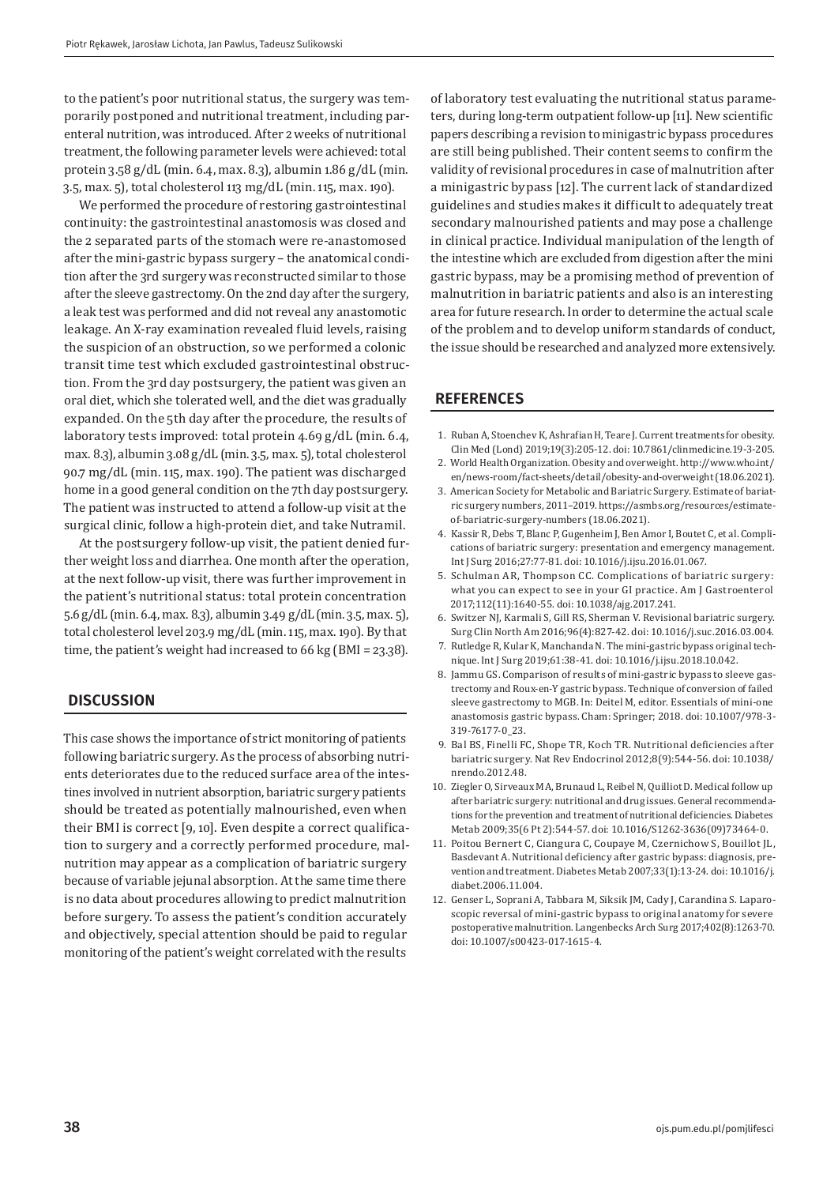to the patient's poor nutritional status, the surgery was temporarily postponed and nutritional treatment, including parenteral nutrition, was introduced. After 2 weeks of nutritional treatment, the following parameter levels were achieved: total protein 3.58 g/dL (min. 6.4, max. 8.3), albumin 1.86 g/dL (min. 3.5, max. 5), total cholesterol 113 mg/dL (min. 115, max. 190).

We performed the procedure of restoring gastrointestinal continuity: the gastrointestinal anastomosis was closed and the 2 separated parts of the stomach were re-anastomosed after the mini-gastric bypass surgery – the anatomical condition after the 3rd surgery was reconstructed similar to those after the sleeve gastrectomy. On the 2nd day after the surgery, a leak test was performed and did not reveal any anastomotic leakage. An X-ray examination revealed fluid levels, raising the suspicion of an obstruction, so we performed a colonic transit time test which excluded gastrointestinal obstruction. From the 3rd day postsurgery, the patient was given an oral diet, which she tolerated well, and the diet was gradually expanded. On the 5th day after the procedure, the results of laboratory tests improved: total protein 4.69 g/dL (min. 6.4, max. 8.3), albumin 3.08 g/dL (min. 3.5, max. 5), total cholesterol 90.7 mg/dL (min. 115, max. 190). The patient was discharged home in a good general condition on the 7th day postsurgery. The patient was instructed to attend a follow-up visit at the surgical clinic, follow a high-protein diet, and take Nutramil.

At the postsurgery follow-up visit, the patient denied further weight loss and diarrhea. One month after the operation, at the next follow-up visit, there was further improvement in the patient's nutritional status: total protein concentration 5.6 g/dL (min. 6.4, max. 8.3), albumin 3.49 g/dL (min. 3.5, max. 5), total cholesterol level 203.9 mg/dL (min. 115, max. 190). By that time, the patient's weight had increased to 66 kg (BMI = 23.38).

## DISCUSSION

This case shows the importance of strict monitoring of patients following bariatric surgery. As the process of absorbing nutrients deteriorates due to the reduced surface area of the intestines involved in nutrient absorption, bariatric surgery patients should be treated as potentially malnourished, even when their BMI is correct [9, 10]. Even despite a correct qualification to surgery and a correctly performed procedure, malnutrition may appear as a complication of bariatric surgery because of variable jejunal absorption. At the same time there is no data about procedures allowing to predict malnutrition before surgery. To assess the patient's condition accurately and objectively, special attention should be paid to regular monitoring of the patient's weight correlated with the results of laboratory test evaluating the nutritional status parameters, during long-term outpatient follow-up [11]. New scientific papers describing a revision to minigastric bypass procedures are still being published. Their content seems to confirm the validity of revisional procedures in case of malnutrition after a minigastric bypass [12]. The current lack of standardized guidelines and studies makes it difficult to adequately treat secondary malnourished patients and may pose a challenge in clinical practice. Individual manipulation of the length of the intestine which are excluded from digestion after the mini gastric bypass, may be a promising method of prevention of malnutrition in bariatric patients and also is an interesting area for future research. In order to determine the actual scale of the problem and to develop uniform standards of conduct, the issue should be researched and analyzed more extensively.

## REFERENCES

1. Ruban A, Stoenchev K, Ashrafian H, Teare J. Current treatments for obesity. Clin Med (Lond) 2019;19(3):205-12. doi: 10.7861/clinmedicine.19-3-205.
2. World Health Organization. Obesity and overweight. http://www.who.int/en/news-room/fact-sheets/detail/obesity-and-overweight (18.06.2021).
3. American Society for Metabolic and Bariatric Surgery. Estimate of bariatric surgery numbers, 2011–2019. https://asmbs.org/resources/estimate-of-bariatric-surgery-numbers (18.06.2021).
4. Kassir R, Debs T, Blanc P, Gugenheim J, Ben Amor I, Boutet C, et al. Complications of bariatric surgery: presentation and emergency management. Int J Surg 2016;27:77-81. doi: 10.1016/j.ijsu.2016.01.067.
5. Schulman AR, Thompson CC. Complications of bariatric surgery: what you can expect to see in your GI practice. Am J Gastroenterol 2017;112(11):1640-55. doi: 10.1038/ajg.2017.241.
6. Switzer NJ, Karmali S, Gill RS, Sherman V. Revisional bariatric surgery. Surg Clin North Am 2016;96(4):827-42. doi: 10.1016/j.suc.2016.03.004.
7. Rutledge R, Kular K, Manchanda N. The mini-gastric bypass original technique. Int J Surg 2019;61:38-41. doi: 10.1016/j.ijsu.2018.10.042.
8. Jammu GS. Comparison of results of mini-gastric bypass to sleeve gastrectomy and Roux-en-Y gastric bypass. Technique of conversion of failed sleeve gastrectomy to MGB. In: Deitel M, editor. Essentials of mini-one anastomosis gastric bypass. Cham: Springer; 2018. doi: 10.1007/978-3-319-76177-0_23.
9. Bal BS, Finelli FC, Shope TR, Koch TR. Nutritional deficiencies after bariatric surgery. Nat Rev Endocrinol 2012;8(9):544-56. doi: 10.1038/nrendo.2012.48.
10. Ziegler O, Sirveaux MA, Brunaud L, Reibel N, Quilliot D. Medical follow up after bariatric surgery: nutritional and drug issues. General recommendations for the prevention and treatment of nutritional deficiencies. Diabetes Metab 2009;35(6 Pt 2):544-57. doi: 10.1016/S1262-3636(09)73464-0.
11. Poitou Bernert C, Ciangura C, Coupaye M, Czernichow S, Bouillot JL, Basdevant A. Nutritional deficiency after gastric bypass: diagnosis, prevention and treatment. Diabetes Metab 2007;33(1):13-24. doi: 10.1016/j.diabet.2006.11.004.
12. Genser L, Soprani A, Tabbara M, Siksik JM, Cady J, Carandina S. Laparoscopic reversal of mini-gastric bypass to original anatomy for severe postoperative malnutrition. Langenbecks Arch Surg 2017;402(8):1263-70. doi: 10.1007/s00423-017-1615-4.